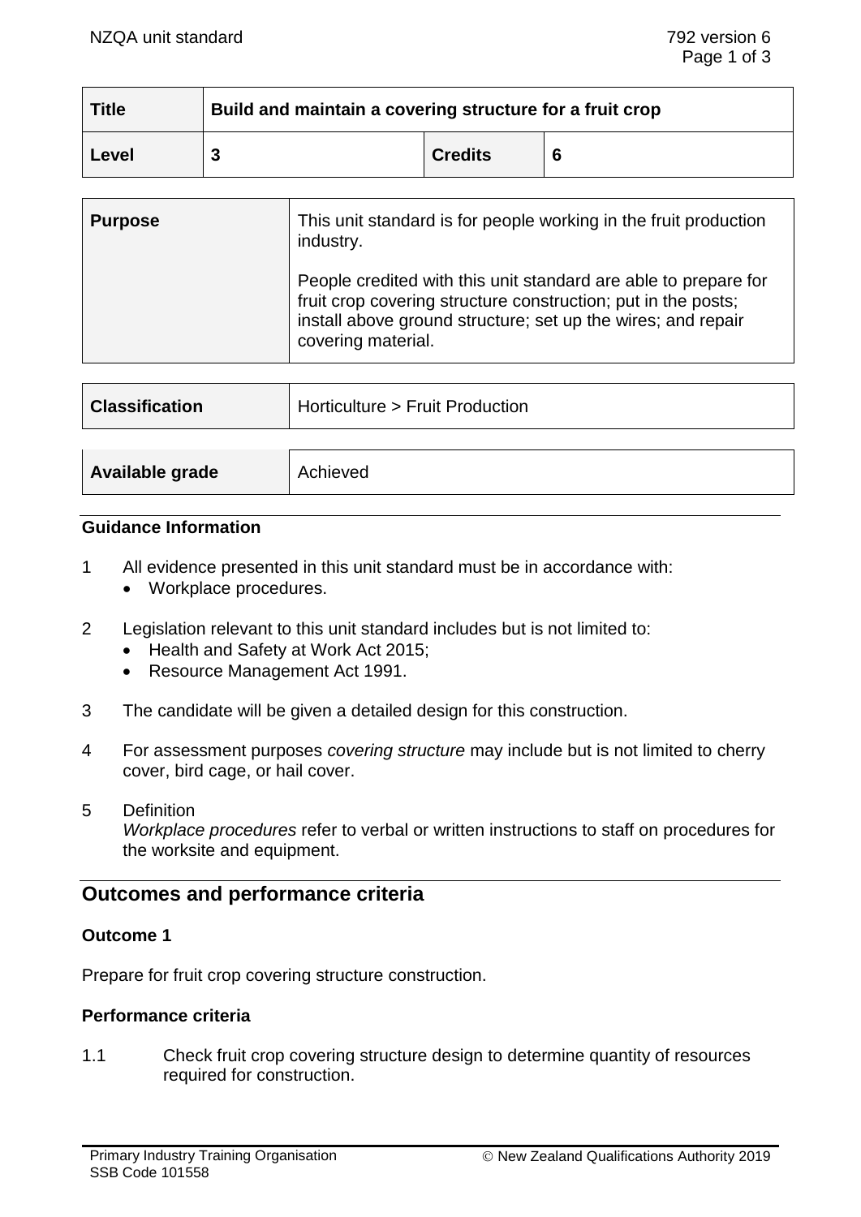| Title | Build and maintain a covering structure for a fruit crop | | |
|---|---|---|---|
| Level | 3 | Credits | 6 |

| Purpose | This unit standard is for people working in the fruit production industry.<br><br>People credited with this unit standard are able to prepare for fruit crop covering structure construction; put in the posts; install above ground structure; set up the wires; and repair covering material. |
|---|---|

| Classification | Horticulture > Fruit Production |
|---|---|

| Available grade | Achieved |
|---|---|

### Guidance Information

1. All evidence presented in this unit standard must be in accordance with:
   - Workplace procedures.

2. Legislation relevant to this unit standard includes but is not limited to:
   - Health and Safety at Work Act 2015;
   - Resource Management Act 1991.

3. The candidate will be given a detailed design for this construction.

4. For assessment purposes *covering structure* may include but is not limited to cherry cover, bird cage, or hail cover.

5. Definition
   *Workplace procedures* refer to verbal or written instructions to staff on procedures for the worksite and equipment.

## Outcomes and performance criteria

### Outcome 1

Prepare for fruit crop covering structure construction.

### Performance criteria

1.1 Check fruit crop covering structure design to determine quantity of resources required for construction.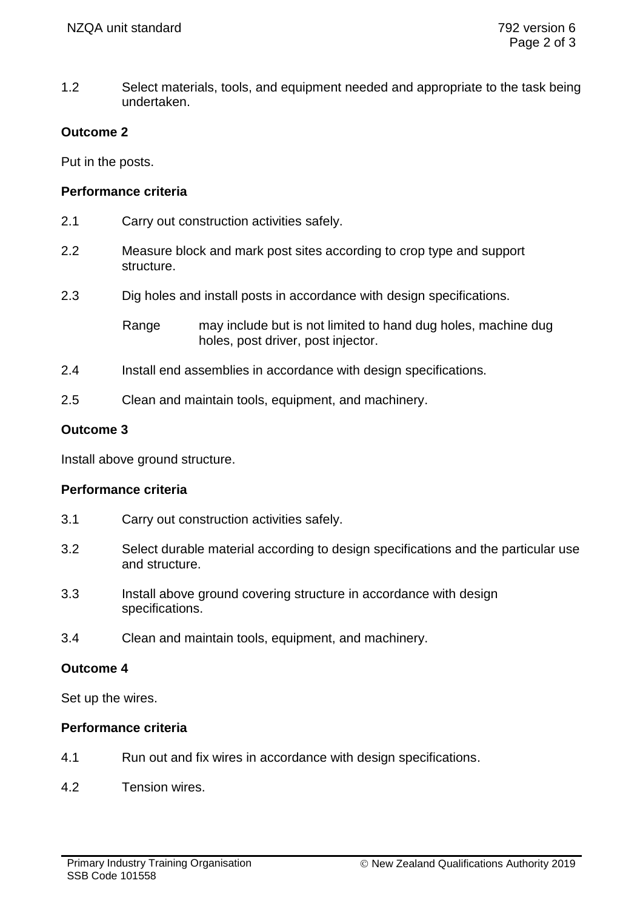1.2 Select materials, tools, and equipment needed and appropriate to the task being undertaken.

**Outcome 2**

Put in the posts.

**Performance criteria**

2.1 Carry out construction activities safely.

2.2 Measure block and mark post sites according to crop type and support structure.

2.3 Dig holes and install posts in accordance with design specifications.

Range may include but is not limited to hand dug holes, machine dug holes, post driver, post injector.

2.4 Install end assemblies in accordance with design specifications.

2.5 Clean and maintain tools, equipment, and machinery.

**Outcome 3**

Install above ground structure.

**Performance criteria**

3.1 Carry out construction activities safely.

3.2 Select durable material according to design specifications and the particular use and structure.

3.3 Install above ground covering structure in accordance with design specifications.

3.4 Clean and maintain tools, equipment, and machinery.

**Outcome 4**

Set up the wires.

**Performance criteria**

4.1 Run out and fix wires in accordance with design specifications.

4.2 Tension wires.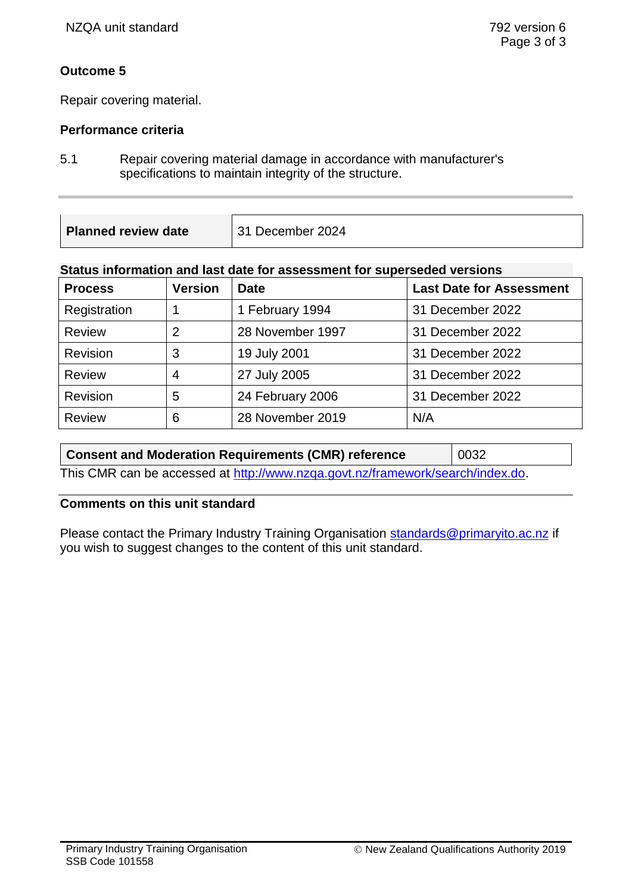**Outcome 5**

Repair covering material.

**Performance criteria**

5.1 Repair covering material damage in accordance with manufacturer's specifications to maintain integrity of the structure.

---

| **Planned review date** | 31 December 2024 |
|---|---|

**Status information and last date for assessment for superseded versions**

| **Process** | **Version** | **Date** | **Last Date for Assessment** |
|---|---|---|---|
| Registration | 1 | 1 February 1994 | 31 December 2022 |
| Review | 2 | 28 November 1997 | 31 December 2022 |
| Revision | 3 | 19 July 2001 | 31 December 2022 |
| Review | 4 | 27 July 2005 | 31 December 2022 |
| Revision | 5 | 24 February 2006 | 31 December 2022 |
| Review | 6 | 28 November 2019 | N/A |

| **Consent and Moderation Requirements (CMR) reference** | 0032 |
|---|---|

This CMR can be accessed at http://www.nzqa.govt.nz/framework/search/index.do.

---

**Comments on this unit standard**

Please contact the Primary Industry Training Organisation standards@primaryito.ac.nz if you wish to suggest changes to the content of this unit standard.